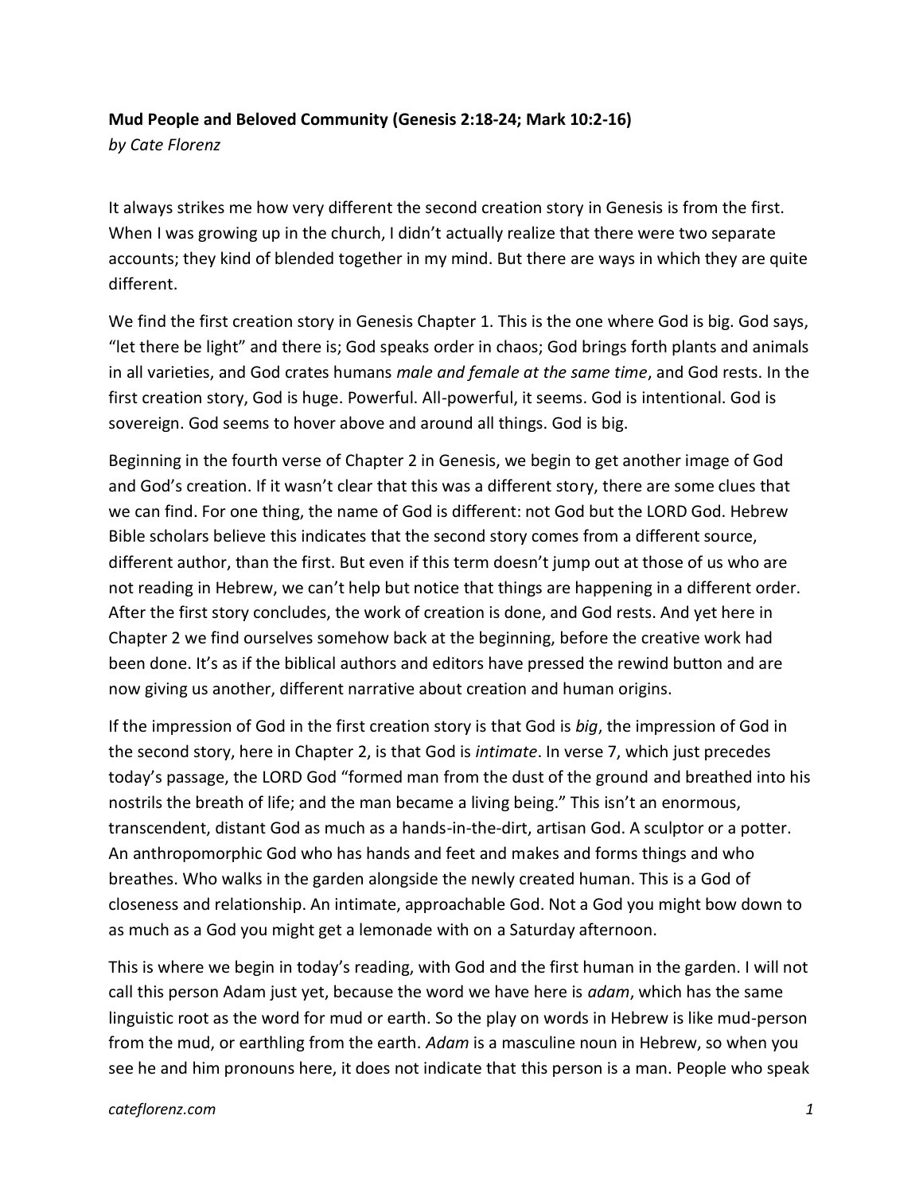**Mud People and Beloved Community (Genesis 2:18-24; Mark 10:2-16)**
*by Cate Florenz*

It always strikes me how very different the second creation story in Genesis is from the first. When I was growing up in the church, I didn't actually realize that there were two separate accounts; they kind of blended together in my mind. But there are ways in which they are quite different.

We find the first creation story in Genesis Chapter 1. This is the one where God is big. God says, "let there be light" and there is; God speaks order in chaos; God brings forth plants and animals in all varieties, and God crates humans *male and female at the same time*, and God rests. In the first creation story, God is huge. Powerful. All-powerful, it seems. God is intentional. God is sovereign. God seems to hover above and around all things. God is big.

Beginning in the fourth verse of Chapter 2 in Genesis, we begin to get another image of God and God's creation. If it wasn't clear that this was a different story, there are some clues that we can find. For one thing, the name of God is different: not God but the LORD God. Hebrew Bible scholars believe this indicates that the second story comes from a different source, different author, than the first. But even if this term doesn't jump out at those of us who are not reading in Hebrew, we can't help but notice that things are happening in a different order. After the first story concludes, the work of creation is done, and God rests. And yet here in Chapter 2 we find ourselves somehow back at the beginning, before the creative work had been done. It's as if the biblical authors and editors have pressed the rewind button and are now giving us another, different narrative about creation and human origins.

If the impression of God in the first creation story is that God is *big*, the impression of God in the second story, here in Chapter 2, is that God is *intimate*. In verse 7, which just precedes today's passage, the LORD God "formed man from the dust of the ground and breathed into his nostrils the breath of life; and the man became a living being." This isn't an enormous, transcendent, distant God as much as a hands-in-the-dirt, artisan God. A sculptor or a potter. An anthropomorphic God who has hands and feet and makes and forms things and who breathes. Who walks in the garden alongside the newly created human. This is a God of closeness and relationship. An intimate, approachable God. Not a God you might bow down to as much as a God you might get a lemonade with on a Saturday afternoon.

This is where we begin in today's reading, with God and the first human in the garden. I will not call this person Adam just yet, because the word we have here is *adam*, which has the same linguistic root as the word for mud or earth. So the play on words in Hebrew is like mud-person from the mud, or earthling from the earth. *Adam* is a masculine noun in Hebrew, so when you see he and him pronouns here, it does not indicate that this person is a man. People who speak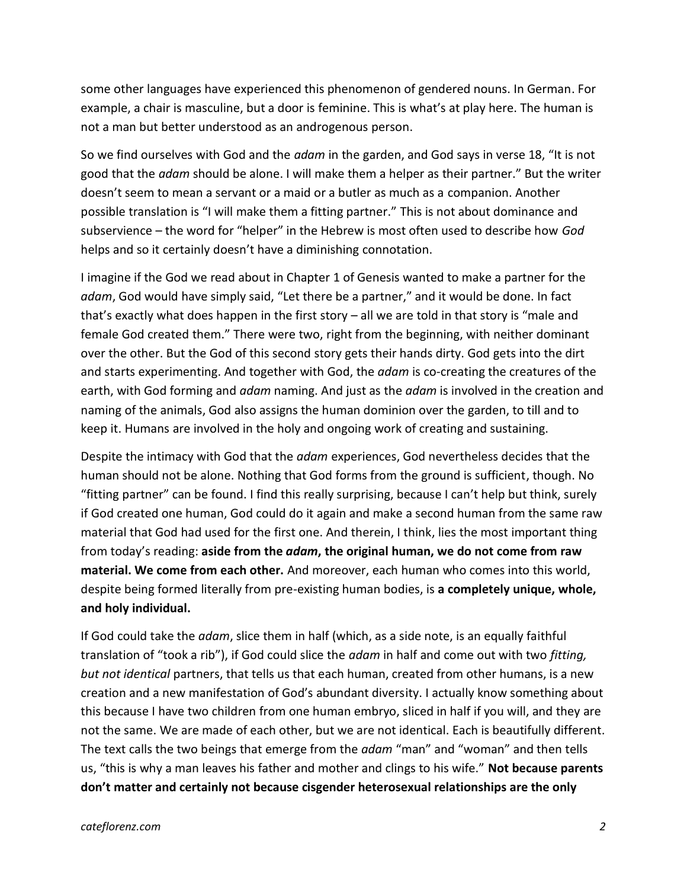some other languages have experienced this phenomenon of gendered nouns. In German. For example, a chair is masculine, but a door is feminine. This is what's at play here. The human is not a man but better understood as an androgenous person.

So we find ourselves with God and the *adam* in the garden, and God says in verse 18, "It is not good that the *adam* should be alone. I will make them a helper as their partner." But the writer doesn't seem to mean a servant or a maid or a butler as much as a companion. Another possible translation is "I will make them a fitting partner." This is not about dominance and subservience – the word for "helper" in the Hebrew is most often used to describe how *God* helps and so it certainly doesn't have a diminishing connotation.

I imagine if the God we read about in Chapter 1 of Genesis wanted to make a partner for the *adam*, God would have simply said, "Let there be a partner," and it would be done. In fact that's exactly what does happen in the first story – all we are told in that story is "male and female God created them." There were two, right from the beginning, with neither dominant over the other. But the God of this second story gets their hands dirty. God gets into the dirt and starts experimenting. And together with God, the *adam* is co-creating the creatures of the earth, with God forming and *adam* naming. And just as the *adam* is involved in the creation and naming of the animals, God also assigns the human dominion over the garden, to till and to keep it. Humans are involved in the holy and ongoing work of creating and sustaining.

Despite the intimacy with God that the *adam* experiences, God nevertheless decides that the human should not be alone. Nothing that God forms from the ground is sufficient, though. No "fitting partner" can be found. I find this really surprising, because I can't help but think, surely if God created one human, God could do it again and make a second human from the same raw material that God had used for the first one. And therein, I think, lies the most important thing from today's reading: **aside from the *adam*, the original human, we do not come from raw material. We come from each other.** And moreover, each human who comes into this world, despite being formed literally from pre-existing human bodies, is **a completely unique, whole, and holy individual.**

If God could take the *adam*, slice them in half (which, as a side note, is an equally faithful translation of "took a rib"), if God could slice the *adam* in half and come out with two *fitting, but not identical* partners, that tells us that each human, created from other humans, is a new creation and a new manifestation of God's abundant diversity. I actually know something about this because I have two children from one human embryo, sliced in half if you will, and they are not the same. We are made of each other, but we are not identical. Each is beautifully different. The text calls the two beings that emerge from the *adam* "man" and "woman" and then tells us, "this is why a man leaves his father and mother and clings to his wife." **Not because parents don't matter and certainly not because cisgender heterosexual relationships are the only**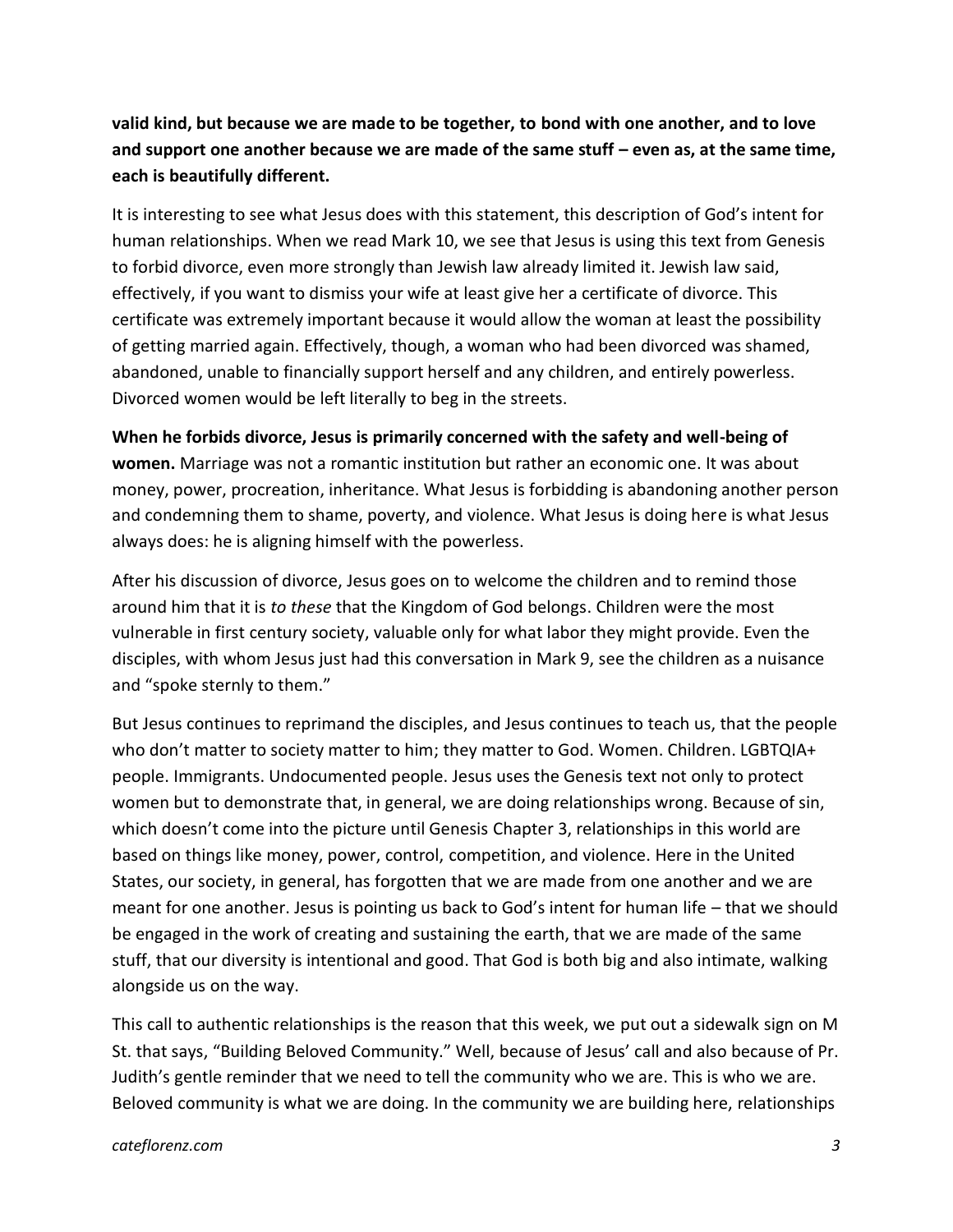**valid kind, but because we are made to be together, to bond with one another, and to love and support one another because we are made of the same stuff – even as, at the same time, each is beautifully different.**

It is interesting to see what Jesus does with this statement, this description of God's intent for human relationships. When we read Mark 10, we see that Jesus is using this text from Genesis to forbid divorce, even more strongly than Jewish law already limited it. Jewish law said, effectively, if you want to dismiss your wife at least give her a certificate of divorce. This certificate was extremely important because it would allow the woman at least the possibility of getting married again. Effectively, though, a woman who had been divorced was shamed, abandoned, unable to financially support herself and any children, and entirely powerless. Divorced women would be left literally to beg in the streets.

**When he forbids divorce, Jesus is primarily concerned with the safety and well-being of women.** Marriage was not a romantic institution but rather an economic one. It was about money, power, procreation, inheritance. What Jesus is forbidding is abandoning another person and condemning them to shame, poverty, and violence. What Jesus is doing here is what Jesus always does: he is aligning himself with the powerless.

After his discussion of divorce, Jesus goes on to welcome the children and to remind those around him that it is *to these* that the Kingdom of God belongs. Children were the most vulnerable in first century society, valuable only for what labor they might provide. Even the disciples, with whom Jesus just had this conversation in Mark 9, see the children as a nuisance and "spoke sternly to them."

But Jesus continues to reprimand the disciples, and Jesus continues to teach us, that the people who don't matter to society matter to him; they matter to God. Women. Children. LGBTQIA+ people. Immigrants. Undocumented people. Jesus uses the Genesis text not only to protect women but to demonstrate that, in general, we are doing relationships wrong. Because of sin, which doesn't come into the picture until Genesis Chapter 3, relationships in this world are based on things like money, power, control, competition, and violence. Here in the United States, our society, in general, has forgotten that we are made from one another and we are meant for one another. Jesus is pointing us back to God's intent for human life – that we should be engaged in the work of creating and sustaining the earth, that we are made of the same stuff, that our diversity is intentional and good. That God is both big and also intimate, walking alongside us on the way.

This call to authentic relationships is the reason that this week, we put out a sidewalk sign on M St. that says, "Building Beloved Community." Well, because of Jesus' call and also because of Pr. Judith's gentle reminder that we need to tell the community who we are. This is who we are. Beloved community is what we are doing. In the community we are building here, relationships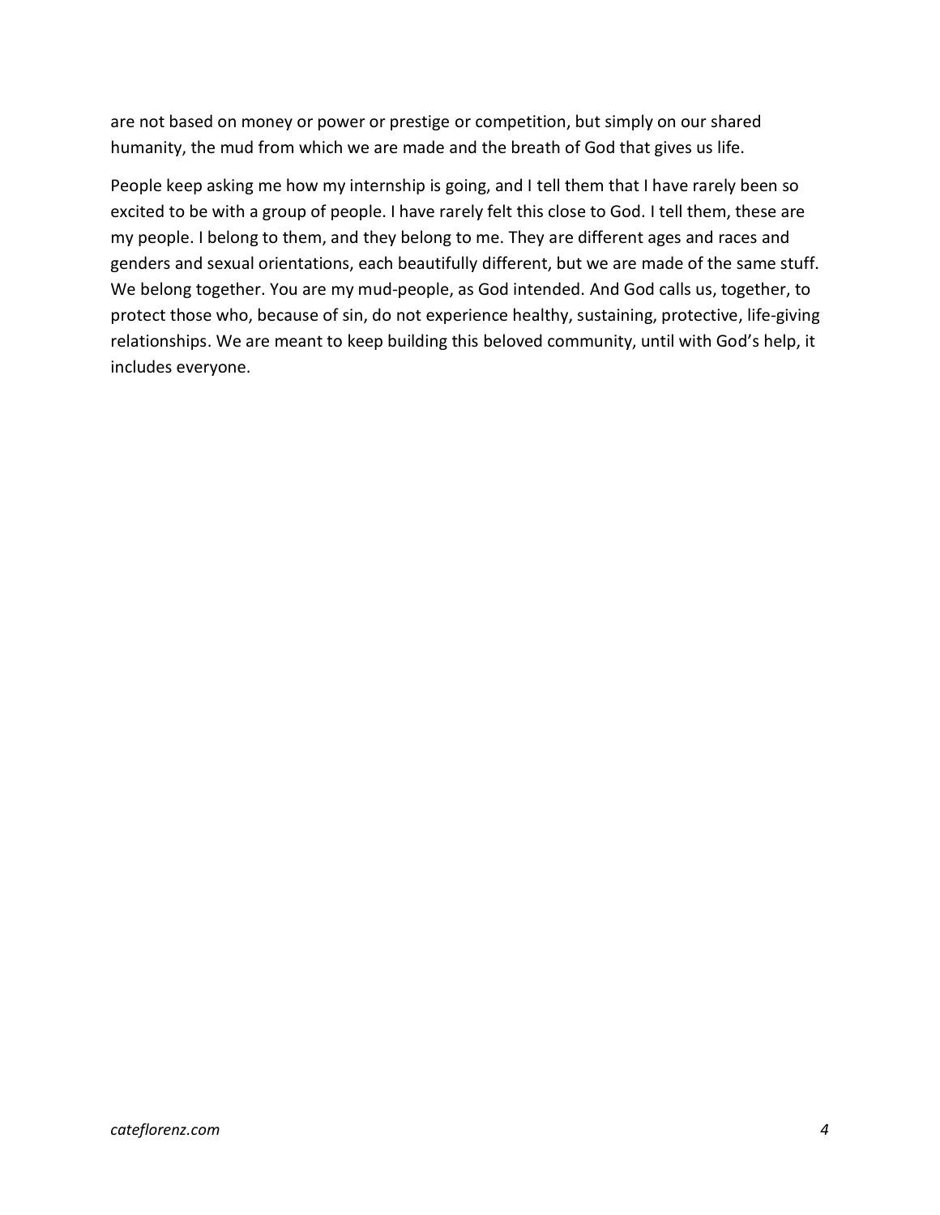are not based on money or power or prestige or competition, but simply on our shared humanity, the mud from which we are made and the breath of God that gives us life.

People keep asking me how my internship is going, and I tell them that I have rarely been so excited to be with a group of people. I have rarely felt this close to God. I tell them, these are my people. I belong to them, and they belong to me. They are different ages and races and genders and sexual orientations, each beautifully different, but we are made of the same stuff. We belong together. You are my mud-people, as God intended. And God calls us, together, to protect those who, because of sin, do not experience healthy, sustaining, protective, life-giving relationships. We are meant to keep building this beloved community, until with God's help, it includes everyone.